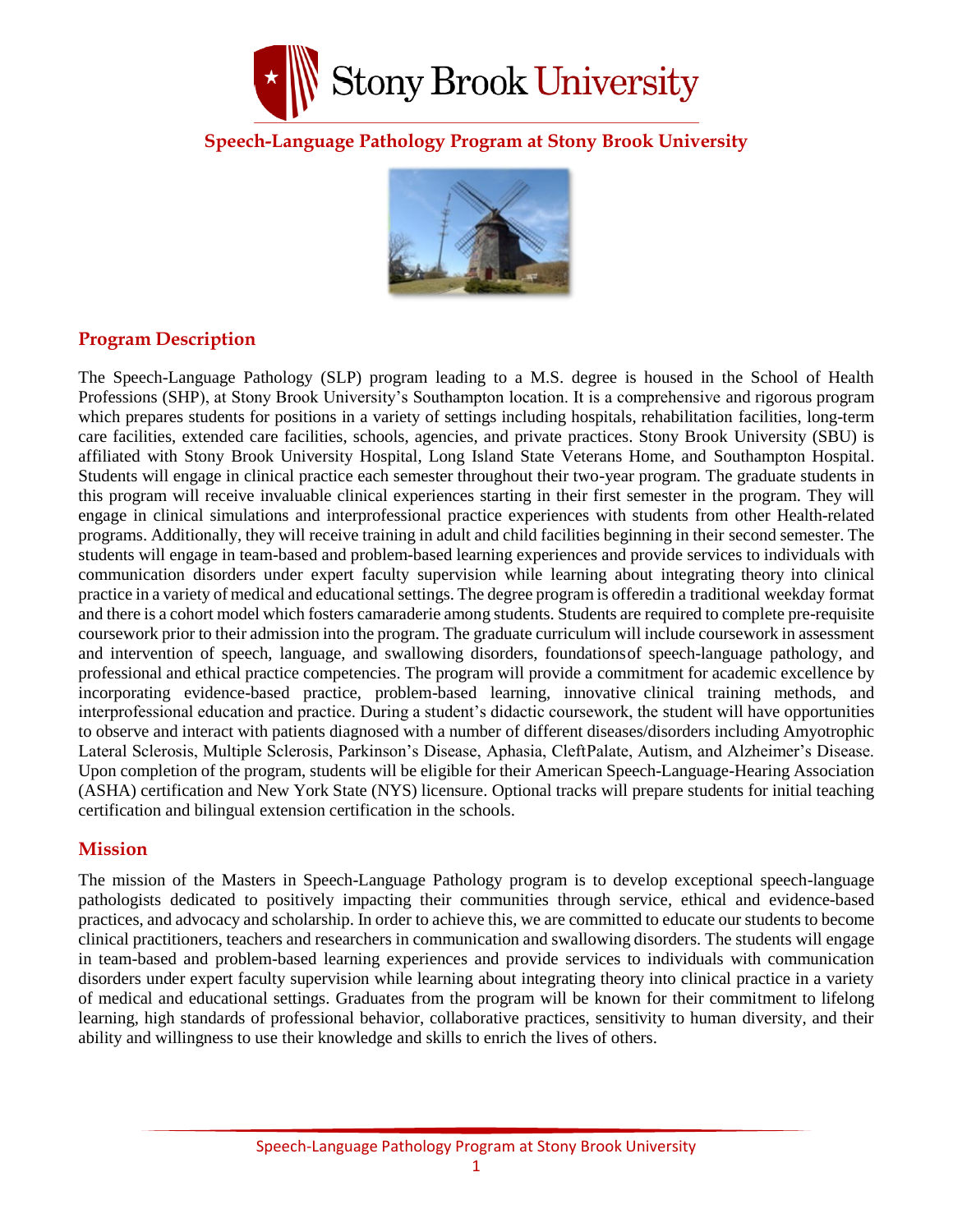# Speech-Language Pathology Program at Stony Brook University

## Program Description

The Speech-Language Pathology (SLP) program leading to a M.S. degree is housed in the School of Health Professions (SHP), at Stony Brook University's Southampton location. It is a comprehensive and rigorous program which prepares students for positions in a variety of settings including hospitals, rehabilitation facilities, long-term care facilities, extended care facilities, schools, agencies, and private practices. Stony Brook University (SBU) is affiliated with Stony Brook University Hospital, Long Island State Veterans Home, and Southampton Hospital. Students will engage in clinical practice each semester throughout their two-year program. The graduate students in this program will receive invaluable clinical experiences starting in their first semester in the program. They will engage in clinical simulations and interprofessional practice experiences with students from other Health-related programs. Additionally, they will receive training in adult and child facilities beginning in their second semester. The students will engage in team-based and problem-based learning experiences and provide services to individuals with communication disorders under expert faculty supervision while learning about integrating theory into clinical practice in a variety of medical and educational settings. The degree program is offeredin a traditional weekday format and there is a cohort model which fosters camaraderie among students. Students are required to complete pre-requisite coursework prior to their admission into the program. The graduate curriculum will include coursework in assessment and intervention of speech, language, and swallowing disorders, foundationsof speech-language pathology, and professional and ethical practice competencies. The program will provide a commitment for academic excellence by incorporating evidence-based practice, problem-based learning, innovative clinical training methods, and interprofessional education and practice. During a student's didactic coursework, the student will have opportunities to observe and interact with patients diagnosed with a number of different diseases/disorders including Amyotrophic Lateral Sclerosis, Multiple Sclerosis, Parkinson's Disease, Aphasia, CleftPalate, Autism, and Alzheimer's Disease. Upon completion of the program, students will be eligible for their American Speech-Language-Hearing Association (ASHA) certification and New York State (NYS) licensure. Optional tracks will prepare students for initial teaching certification and bilingual extension certification in the schools.

## Mission

The mission of the Masters in Speech-Language Pathology program is to develop exceptional speech-language pathologists dedicated to positively impacting their communities through service, ethical and evidence-based practices, and advocacy and scholarship. In order to achieve this, we are committed to educate our students to become clinical practitioners, teachers and researchers in communication and swallowing disorders. The students will engage in team-based and problem-based learning experiences and provide services to individuals with communication disorders under expert faculty supervision while learning about integrating theory into clinical practice in a variety of medical and educational settings. Graduates from the program will be known for their commitment to lifelong learning, high standards of professional behavior, collaborative practices, sensitivity to human diversity, and their ability and willingness to use their knowledge and skills to enrich the lives of others.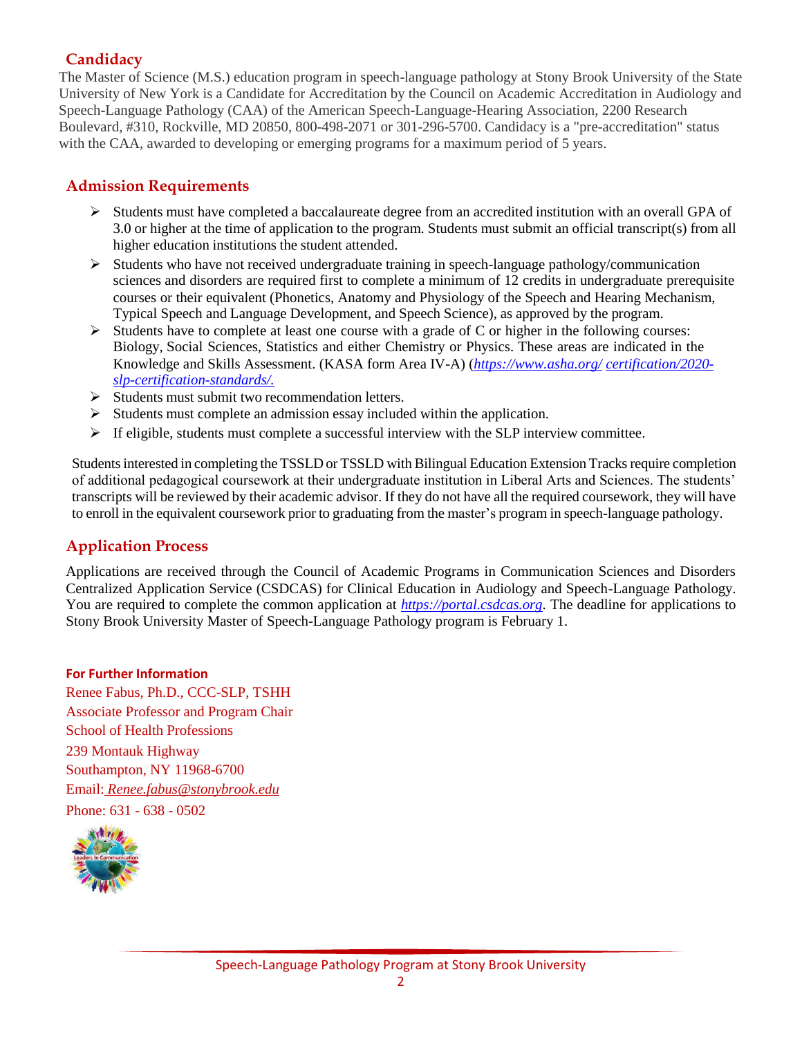## Candidacy

The Master of Science (M.S.) education program in speech-language pathology at Stony Brook University of the State University of New York is a Candidate for Accreditation by the Council on Academic Accreditation in Audiology and Speech-Language Pathology (CAA) of the American Speech-Language-Hearing Association, 2200 Research Boulevard, #310, Rockville, MD 20850, 800-498-2071 or 301-296-5700. Candidacy is a "pre-accreditation" status with the CAA, awarded to developing or emerging programs for a maximum period of 5 years.

## Admission Requirements

- Students must have completed a baccalaureate degree from an accredited institution with an overall GPA of 3.0 or higher at the time of application to the program. Students must submit an official transcript(s) from all higher education institutions the student attended.
- Students who have not received undergraduate training in speech-language pathology/communication sciences and disorders are required first to complete a minimum of 12 credits in undergraduate prerequisite courses or their equivalent (Phonetics, Anatomy and Physiology of the Speech and Hearing Mechanism, Typical Speech and Language Development, and Speech Science), as approved by the program.
- Students have to complete at least one course with a grade of C or higher in the following courses: Biology, Social Sciences, Statistics and either Chemistry or Physics. These areas are indicated in the Knowledge and Skills Assessment. (KASA form Area IV-A) (*https://www.asha.org/ certification/2020-slp-certification-standards/.*
- Students must submit two recommendation letters.
- Students must complete an admission essay included within the application.
- If eligible, students must complete a successful interview with the SLP interview committee.

Students interested in completing the TSSLD or TSSLD with Bilingual Education Extension Tracks require completion of additional pedagogical coursework at their undergraduate institution in Liberal Arts and Sciences. The students' transcripts will be reviewed by their academic advisor. If they do not have all the required coursework, they will have to enroll in the equivalent coursework prior to graduating from the master's program in speech-language pathology.

## Application Process

Applications are received through the Council of Academic Programs in Communication Sciences and Disorders Centralized Application Service (CSDCAS) for Clinical Education in Audiology and Speech-Language Pathology. You are required to complete the common application at *https://portal.csdcas.org*. The deadline for applications to Stony Brook University Master of Speech-Language Pathology program is February 1.

**For Further Information**

Renee Fabus, Ph.D., CCC-SLP, TSHH
Associate Professor and Program Chair
School of Health Professions
239 Montauk Highway
Southampton, NY 11968-6700
Email: *Renee.fabus@stonybrook.edu*
Phone: 631 - 638 - 0502

Leaders In Communication